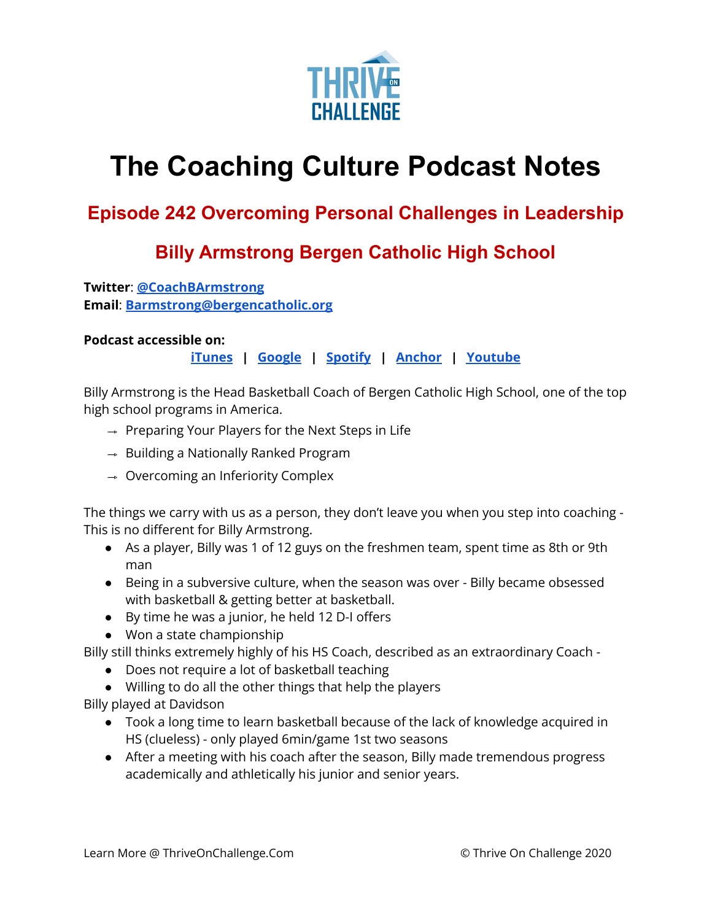# The Coaching Culture Podcast Notes

## Episode 242 Overcoming Personal Challenges in Leadership

## Billy Armstrong Bergen Catholic High School

**Twitter**: [@CoachBArmstrong]()
**Email**: [Barmstrong@bergencatholic.org]()

**Podcast accessible on:**

[iTunes]() | [Google]() | [Spotify]() | [Anchor]() | [Youtube]()

Billy Armstrong is the Head Basketball Coach of Bergen Catholic High School, one of the top high school programs in America.

- Preparing Your Players for the Next Steps in Life
- Building a Nationally Ranked Program
- Overcoming an Inferiority Complex

The things we carry with us as a person, they don't leave you when you step into coaching - This is no different for Billy Armstrong.

- As a player, Billy was 1 of 12 guys on the freshmen team, spent time as 8th or 9th man
- Being in a subversive culture, when the season was over - Billy became obsessed with basketball & getting better at basketball.
- By time he was a junior, he held 12 D-I offers
- Won a state championship

Billy still thinks extremely highly of his HS Coach, described as an extraordinary Coach -

- Does not require a lot of basketball teaching
- Willing to do all the other things that help the players

Billy played at Davidson

- Took a long time to learn basketball because of the lack of knowledge acquired in HS (clueless) - only played 6min/game 1st two seasons
- After a meeting with his coach after the season, Billy made tremendous progress academically and athletically his junior and senior years.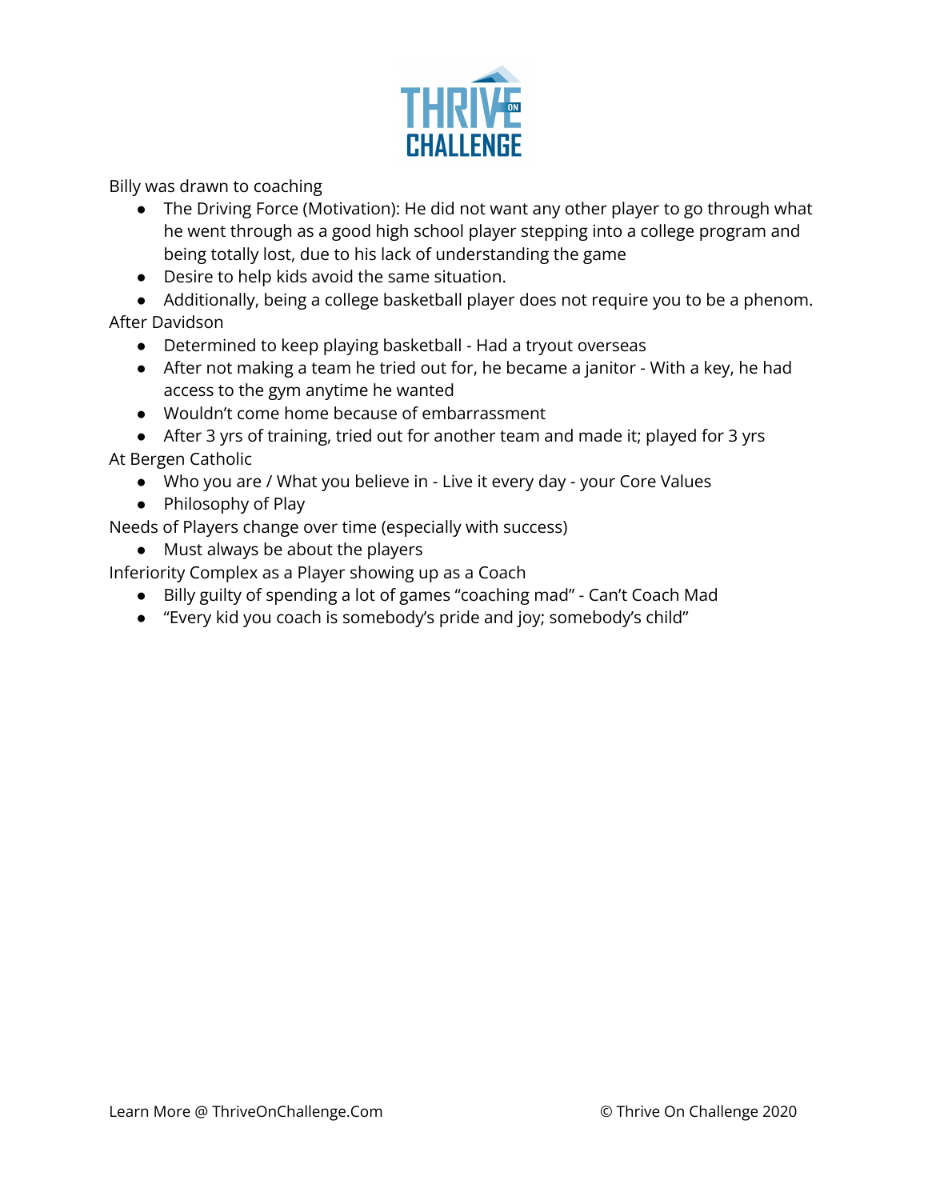Billy was drawn to coaching

- The Driving Force (Motivation): He did not want any other player to go through what he went through as a good high school player stepping into a college program and being totally lost, due to his lack of understanding the game
- Desire to help kids avoid the same situation.
- Additionally, being a college basketball player does not require you to be a phenom.

After Davidson

- Determined to keep playing basketball - Had a tryout overseas
- After not making a team he tried out for, he became a janitor - With a key, he had access to the gym anytime he wanted
- Wouldn't come home because of embarrassment
- After 3 yrs of training, tried out for another team and made it; played for 3 yrs

At Bergen Catholic

- Who you are / What you believe in - Live it every day - your Core Values
- Philosophy of Play

Needs of Players change over time (especially with success)

- Must always be about the players

Inferiority Complex as a Player showing up as a Coach

- Billy guilty of spending a lot of games "coaching mad" - Can't Coach Mad
- "Every kid you coach is somebody's pride and joy; somebody's child"